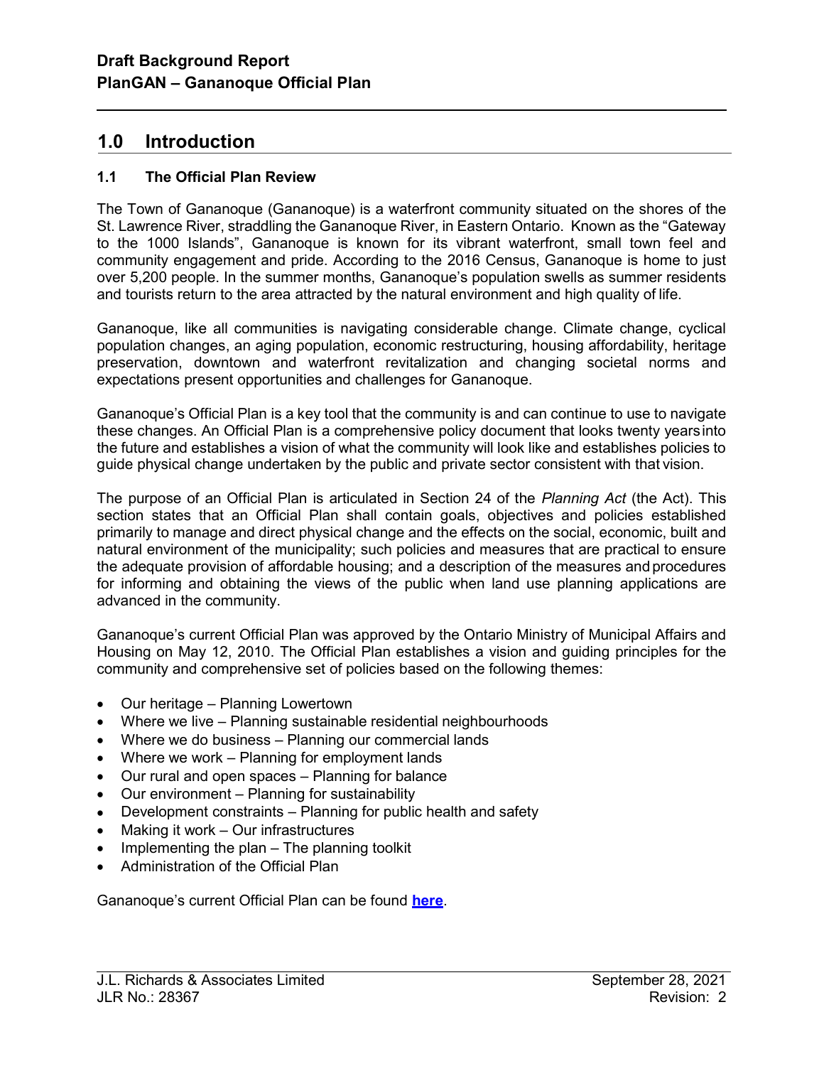## 1.0 Introduction

### 1.1 The Official Plan Review

The Town of Gananoque (Gananoque) is a waterfront community situated on the shores of the St. Lawrence River, straddling the Gananoque River, in Eastern Ontario. Known as the "Gateway to the 1000 Islands", Gananoque is known for its vibrant waterfront, small town feel and community engagement and pride. According to the 2016 Census, Gananoque is home to just over 5,200 people. In the summer months, Gananoque's population swells as summer residents and tourists return to the area attracted by the natural environment and high quality of life.

Gananoque, like all communities is navigating considerable change. Climate change, cyclical population changes, an aging population, economic restructuring, housing affordability, heritage preservation, downtown and waterfront revitalization and changing societal norms and expectations present opportunities and challenges for Gananoque.

Gananoque's Official Plan is a key tool that the community is and can continue to use to navigate these changes. An Official Plan is a comprehensive policy document that looks twenty years into the future and establishes a vision of what the community will look like and establishes policies to guide physical change undertaken by the public and private sector consistent with that vision.

The purpose of an Official Plan is articulated in Section 24 of the *Planning Act* (the Act). This section states that an Official Plan shall contain goals, objectives and policies established primarily to manage and direct physical change and the effects on the social, economic, built and natural environment of the municipality; such policies and measures that are practical to ensure the adequate provision of affordable housing; and a description of the measures and procedures for informing and obtaining the views of the public when land use planning applications are advanced in the community.

Gananoque's current Official Plan was approved by the Ontario Ministry of Municipal Affairs and Housing on May 12, 2010. The Official Plan establishes a vision and guiding principles for the community and comprehensive set of policies based on the following themes:

- Our heritage – Planning Lowertown
- Where we live – Planning sustainable residential neighbourhoods
- Where we do business – Planning our commercial lands
- Where we work – Planning for employment lands
- Our rural and open spaces – Planning for balance
- Our environment – Planning for sustainability
- Development constraints – Planning for public health and safety
- Making it work – Our infrastructures
- Implementing the plan – The planning toolkit
- Administration of the Official Plan

Gananoque's current Official Plan can be found **here**.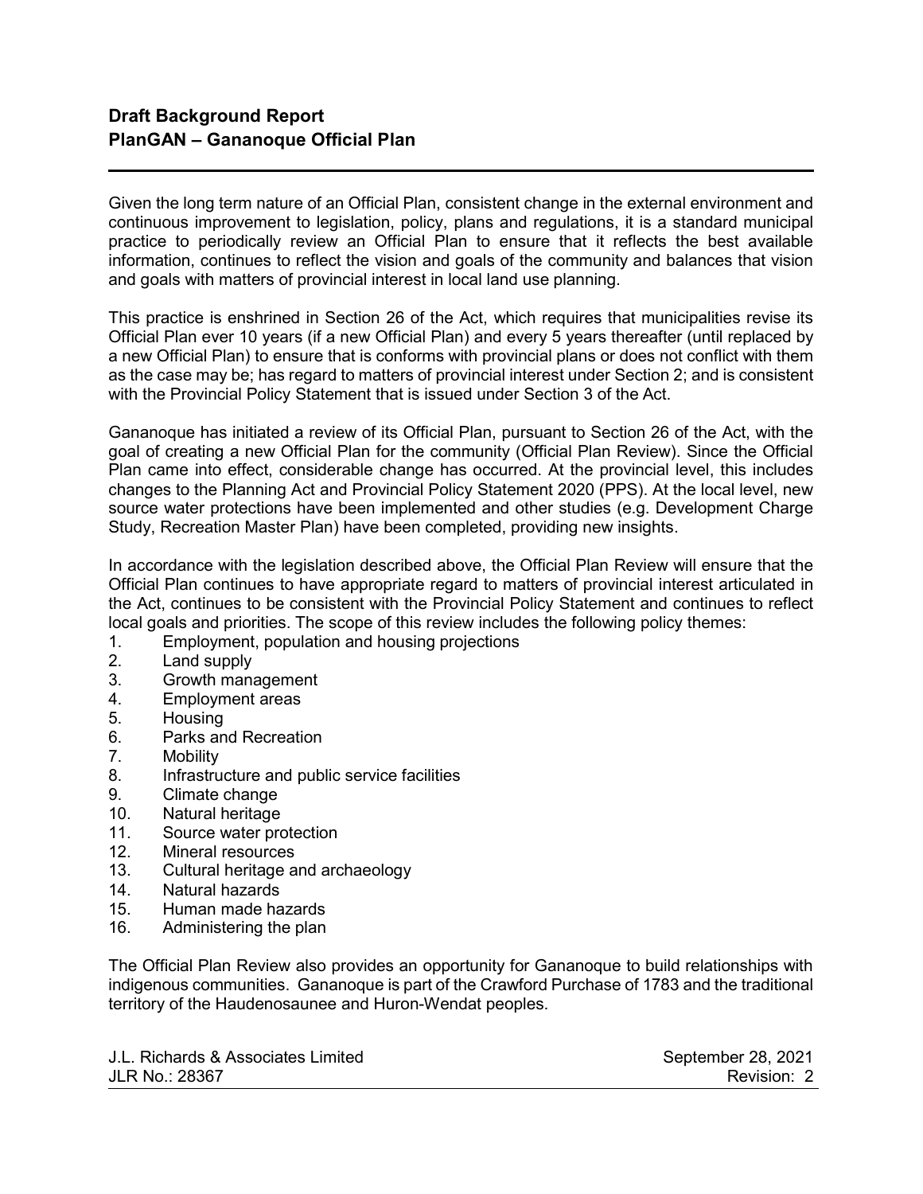Given the long term nature of an Official Plan, consistent change in the external environment and continuous improvement to legislation, policy, plans and regulations, it is a standard municipal practice to periodically review an Official Plan to ensure that it reflects the best available information, continues to reflect the vision and goals of the community and balances that vision and goals with matters of provincial interest in local land use planning.

This practice is enshrined in Section 26 of the Act, which requires that municipalities revise its Official Plan ever 10 years (if a new Official Plan) and every 5 years thereafter (until replaced by a new Official Plan) to ensure that is conforms with provincial plans or does not conflict with them as the case may be; has regard to matters of provincial interest under Section 2; and is consistent with the Provincial Policy Statement that is issued under Section 3 of the Act.

Gananoque has initiated a review of its Official Plan, pursuant to Section 26 of the Act, with the goal of creating a new Official Plan for the community (Official Plan Review). Since the Official Plan came into effect, considerable change has occurred. At the provincial level, this includes changes to the Planning Act and Provincial Policy Statement 2020 (PPS). At the local level, new source water protections have been implemented and other studies (e.g. Development Charge Study, Recreation Master Plan) have been completed, providing new insights.

In accordance with the legislation described above, the Official Plan Review will ensure that the Official Plan continues to have appropriate regard to matters of provincial interest articulated in the Act, continues to be consistent with the Provincial Policy Statement and continues to reflect local goals and priorities. The scope of this review includes the following policy themes:

1. Employment, population and housing projections
2. Land supply
3. Growth management
4. Employment areas
5. Housing
6. Parks and Recreation
7. Mobility
8. Infrastructure and public service facilities
9. Climate change
10. Natural heritage
11. Source water protection
12. Mineral resources
13. Cultural heritage and archaeology
14. Natural hazards
15. Human made hazards
16. Administering the plan

The Official Plan Review also provides an opportunity for Gananoque to build relationships with indigenous communities. Gananoque is part of the Crawford Purchase of 1783 and the traditional territory of the Haudenosaunee and Huron-Wendat peoples.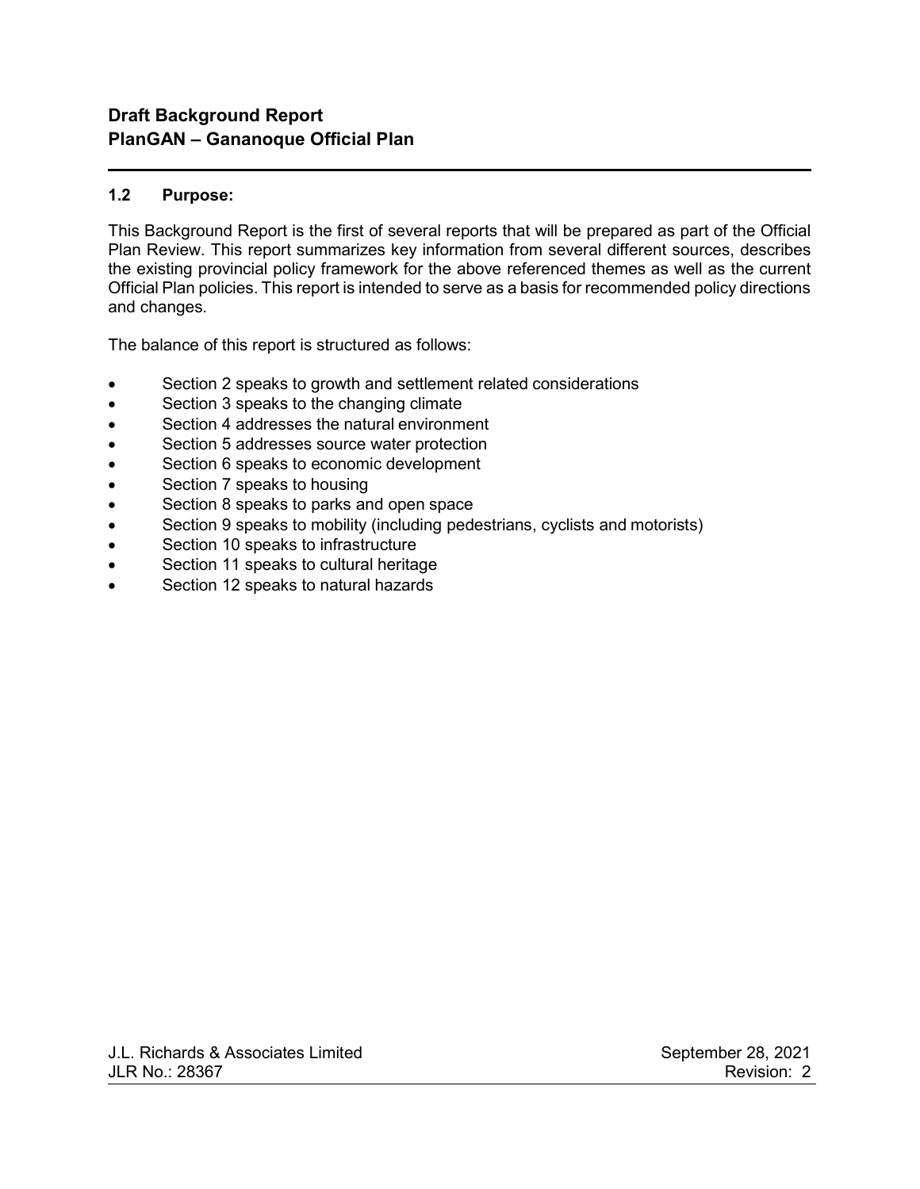## 1.2 Purpose:

This Background Report is the first of several reports that will be prepared as part of the Official Plan Review. This report summarizes key information from several different sources, describes the existing provincial policy framework for the above referenced themes as well as the current Official Plan policies. This report is intended to serve as a basis for recommended policy directions and changes.

The balance of this report is structured as follows:

- Section 2 speaks to growth and settlement related considerations
- Section 3 speaks to the changing climate
- Section 4 addresses the natural environment
- Section 5 addresses source water protection
- Section 6 speaks to economic development
- Section 7 speaks to housing
- Section 8 speaks to parks and open space
- Section 9 speaks to mobility (including pedestrians, cyclists and motorists)
- Section 10 speaks to infrastructure
- Section 11 speaks to cultural heritage
- Section 12 speaks to natural hazards